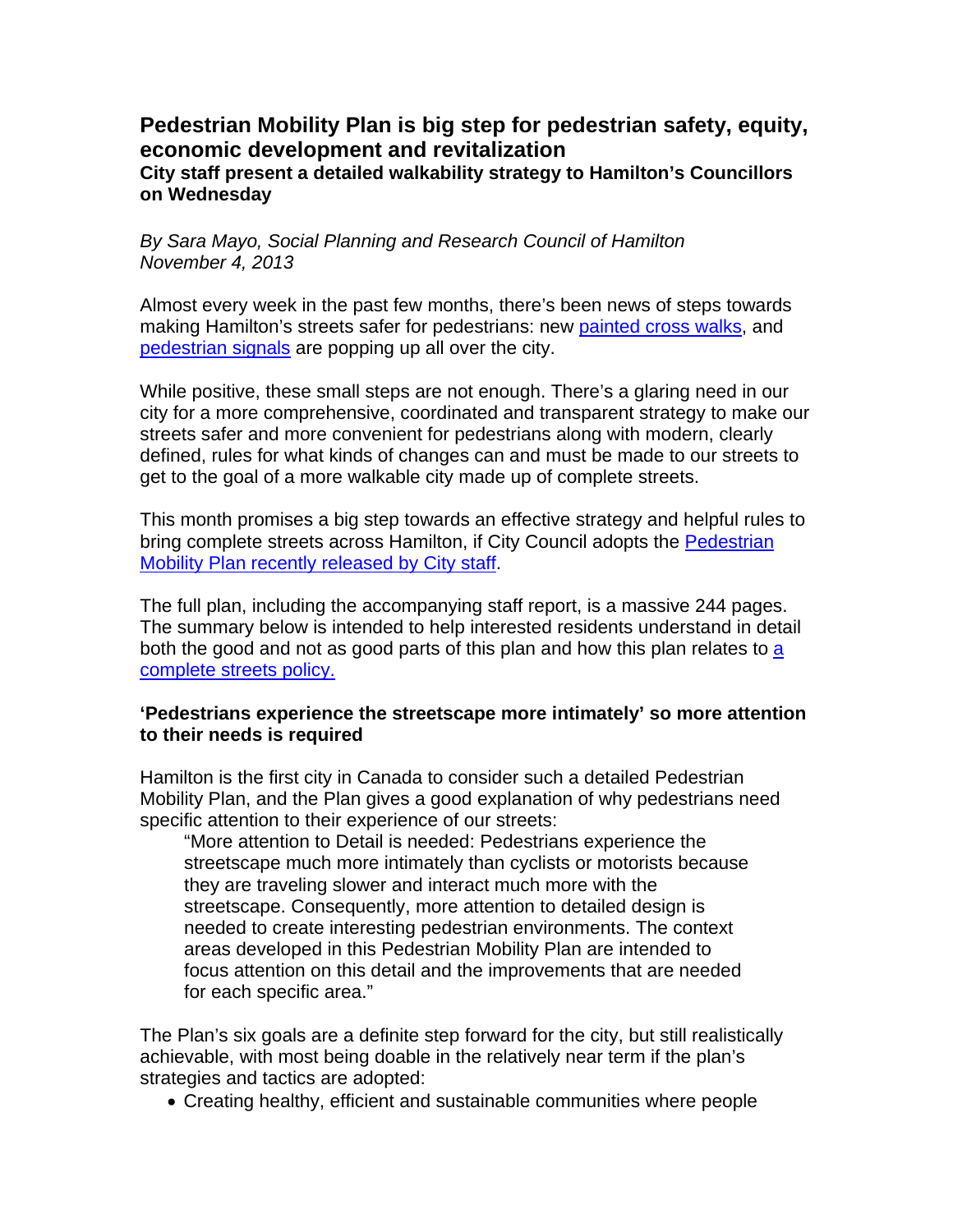# Pedestrian Mobility Plan is big step for pedestrian safety, equity, economic development and revitalization

**City staff present a detailed walkability strategy to Hamilton's Councillors on Wednesday**

*By Sara Mayo, Social Planning and Research Council of Hamilton*
*November 4, 2013*

Almost every week in the past few months, there's been news of steps towards making Hamilton's streets safer for pedestrians: new painted cross walks, and pedestrian signals are popping up all over the city.

While positive, these small steps are not enough. There's a glaring need in our city for a more comprehensive, coordinated and transparent strategy to make our streets safer and more convenient for pedestrians along with modern, clearly defined, rules for what kinds of changes can and must be made to our streets to get to the goal of a more walkable city made up of complete streets.

This month promises a big step towards an effective strategy and helpful rules to bring complete streets across Hamilton, if City Council adopts the Pedestrian Mobility Plan recently released by City staff.

The full plan, including the accompanying staff report, is a massive 244 pages. The summary below is intended to help interested residents understand in detail both the good and not as good parts of this plan and how this plan relates to a complete streets policy.

### 'Pedestrians experience the streetscape more intimately' so more attention to their needs is required

Hamilton is the first city in Canada to consider such a detailed Pedestrian Mobility Plan, and the Plan gives a good explanation of why pedestrians need specific attention to their experience of our streets:

> "More attention to Detail is needed: Pedestrians experience the streetscape much more intimately than cyclists or motorists because they are traveling slower and interact much more with the streetscape. Consequently, more attention to detailed design is needed to create interesting pedestrian environments. The context areas developed in this Pedestrian Mobility Plan are intended to focus attention on this detail and the improvements that are needed for each specific area."

The Plan's six goals are a definite step forward for the city, but still realistically achievable, with most being doable in the relatively near term if the plan's strategies and tactics are adopted:

- Creating healthy, efficient and sustainable communities where people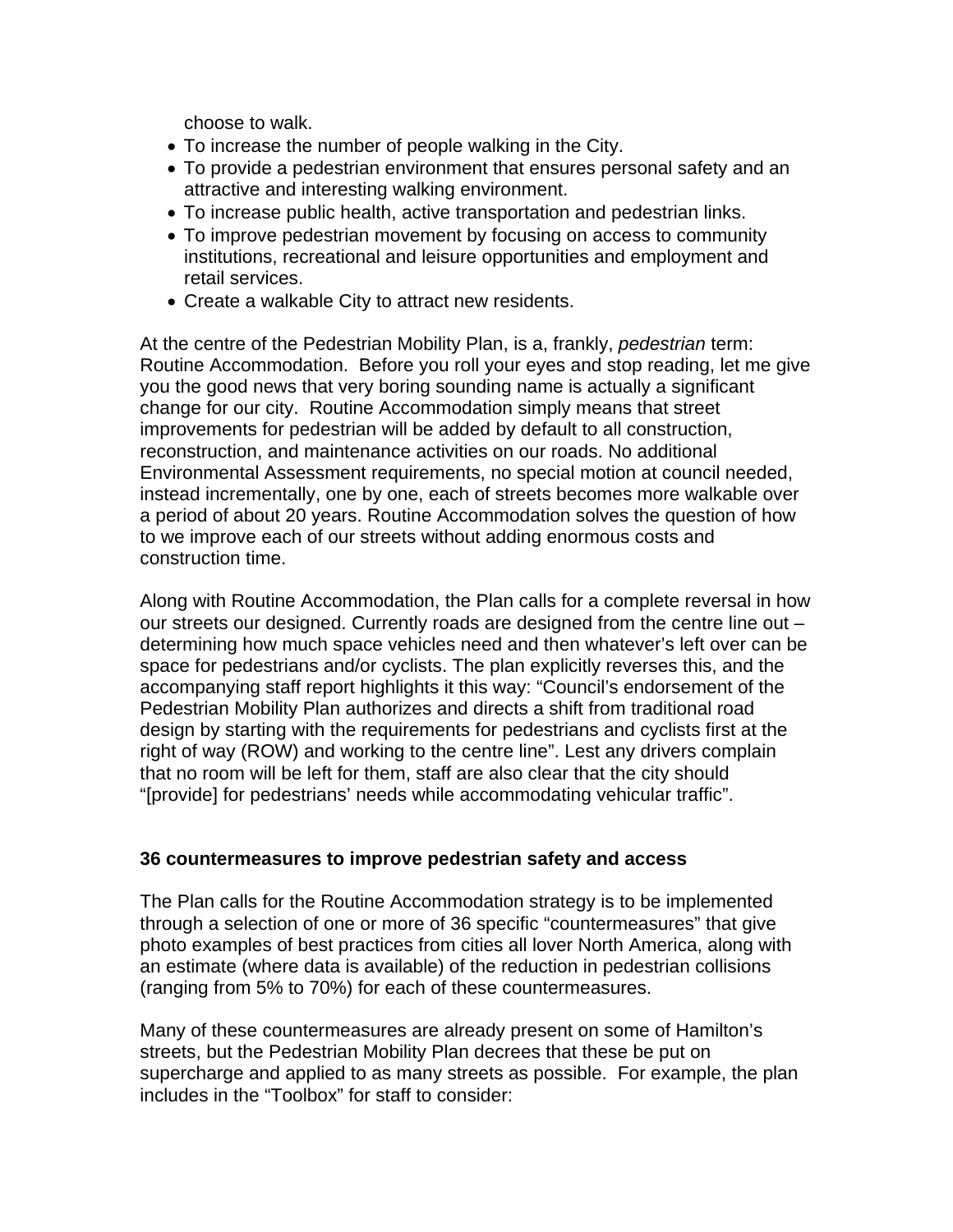choose to walk.

- To increase the number of people walking in the City.
- To provide a pedestrian environment that ensures personal safety and an attractive and interesting walking environment.
- To increase public health, active transportation and pedestrian links.
- To improve pedestrian movement by focusing on access to community institutions, recreational and leisure opportunities and employment and retail services.
- Create a walkable City to attract new residents.

At the centre of the Pedestrian Mobility Plan, is a, frankly, *pedestrian* term: Routine Accommodation. Before you roll your eyes and stop reading, let me give you the good news that very boring sounding name is actually a significant change for our city. Routine Accommodation simply means that street improvements for pedestrian will be added by default to all construction, reconstruction, and maintenance activities on our roads. No additional Environmental Assessment requirements, no special motion at council needed, instead incrementally, one by one, each of streets becomes more walkable over a period of about 20 years. Routine Accommodation solves the question of how to we improve each of our streets without adding enormous costs and construction time.

Along with Routine Accommodation, the Plan calls for a complete reversal in how our streets our designed. Currently roads are designed from the centre line out – determining how much space vehicles need and then whatever's left over can be space for pedestrians and/or cyclists. The plan explicitly reverses this, and the accompanying staff report highlights it this way: "Council's endorsement of the Pedestrian Mobility Plan authorizes and directs a shift from traditional road design by starting with the requirements for pedestrians and cyclists first at the right of way (ROW) and working to the centre line". Lest any drivers complain that no room will be left for them, staff are also clear that the city should "[provide] for pedestrians' needs while accommodating vehicular traffic".

**36 countermeasures to improve pedestrian safety and access**

The Plan calls for the Routine Accommodation strategy is to be implemented through a selection of one or more of 36 specific "countermeasures" that give photo examples of best practices from cities all lover North America, along with an estimate (where data is available) of the reduction in pedestrian collisions (ranging from 5% to 70%) for each of these countermeasures.

Many of these countermeasures are already present on some of Hamilton's streets, but the Pedestrian Mobility Plan decrees that these be put on supercharge and applied to as many streets as possible. For example, the plan includes in the "Toolbox" for staff to consider: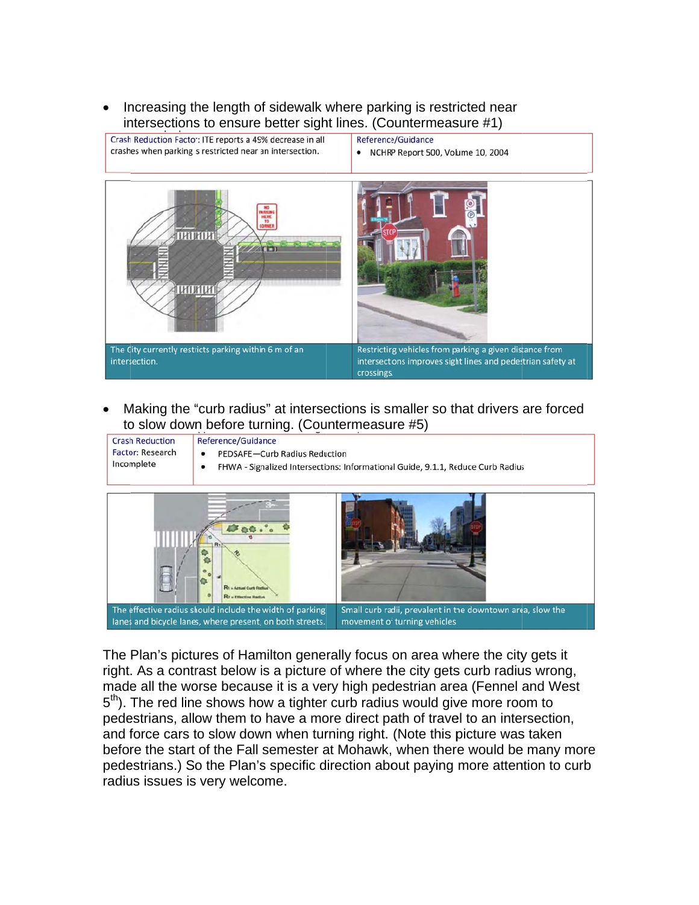- Increasing the length of sidewalk where parking is restricted near intersections to ensure better sight lines. (Countermeasure #1)

| Crash Reduction Factor: ITE reports a 49% decrease in all crashes when parking s restricted near an intersection. | Reference/Guidance<br>• NCHRP Report 500, Volume 10, 2004 |
|---|---|

| | |
|---|---|
| The City currently restricts parking within 6 m of an intersection. | Restricting vehicles from parking a given distance from intersections improves sight lines and pedestrian safety at crossings. |

- Making the "curb radius" at intersections is smaller so that drivers are forced to slow down before turning. (Countermeasure #5)

| Crash Reduction Factor: Research Incomplete | Reference/Guidance<br>• PEDSAFE—Curb Radius Reduction<br>• FHWA - Signalized Intersections: Informational Guide, 9.1.1, Reduce Curb Radius |
|---|---|

| | |
|---|---|
| The effective radius should include the width of parking lanes and bicycle lanes, where present, on both streets. | Small curb radii, prevalent in the downtown area, slow the movement of turning vehicles |

The Plan's pictures of Hamilton generally focus on area where the city gets it right. As a contrast below is a picture of where the city gets curb radius wrong, made all the worse because it is a very high pedestrian area (Fennel and West 5th). The red line shows how a tighter curb radius would give more room to pedestrians, allow them to have a more direct path of travel to an intersection, and force cars to slow down when turning right. (Note this picture was taken before the start of the Fall semester at Mohawk, when there would be many more pedestrians.) So the Plan's specific direction about paying more attention to curb radius issues is very welcome.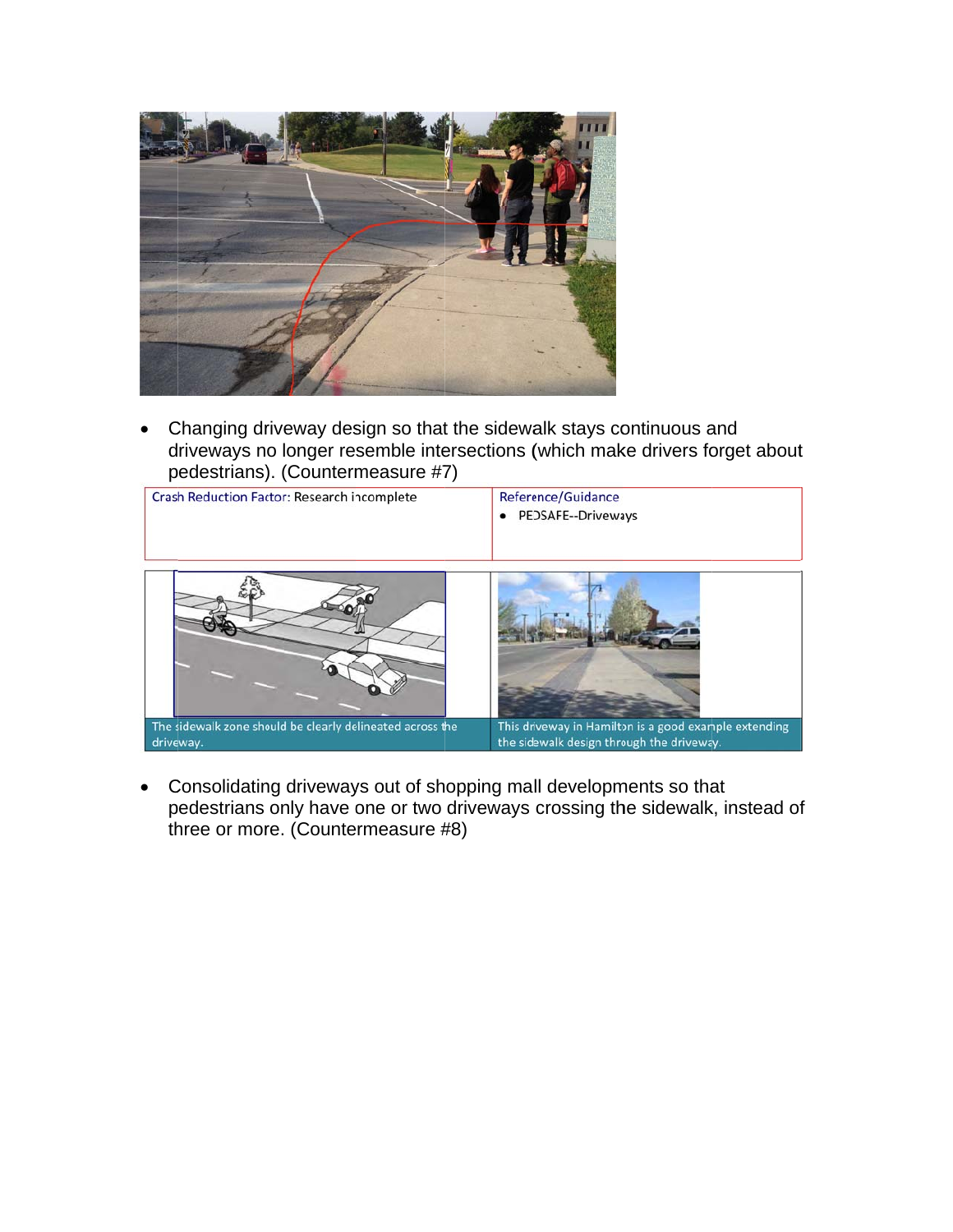- Changing driveway design so that the sidewalk stays continuous and driveways no longer resemble intersections (which make drivers forget about pedestrians). (Countermeasure #7)

| Crash Reduction Factor: Research incomplete | Reference/Guidance<br>• PEDSAFE--Driveways |
|---|---|

| The sidewalk zone should be clearly delineated across the driveway. | This driveway in Hamilton is a good example extending the sidewalk design through the driveway. |
|---|---|

- Consolidating driveways out of shopping mall developments so that pedestrians only have one or two driveways crossing the sidewalk, instead of three or more. (Countermeasure #8)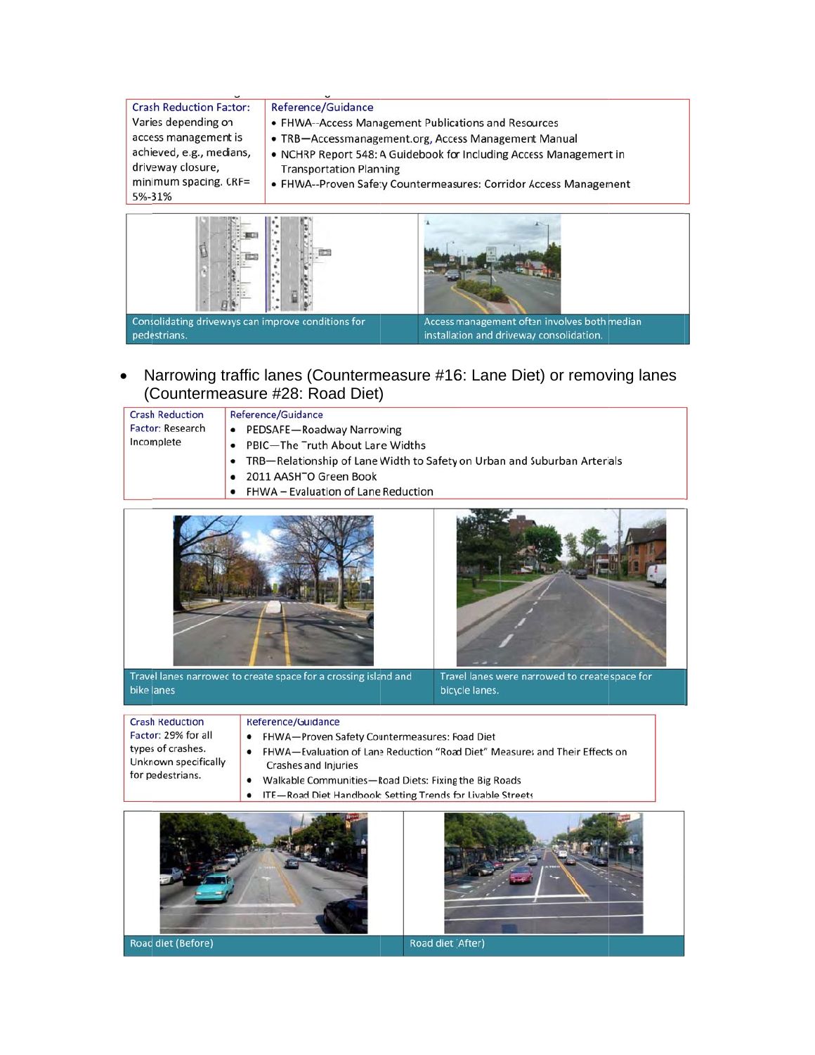| Crash Reduction Factor: | Reference/Guidance |
|---|---|
| Varies depending on access management is achieved, e.g., medians, driveway closure, minimum spacing. CRF= 5%-31% | • FHWA--Access Management Publications and Resources<br>• TRB—Accessmanagement.org, Access Management Manual<br>• NCHRP Report 548: A Guidebook for Including Access Management in Transportation Planning<br>• FHWA--Proven Safety Countermeasures: Corridor Access Management |

Consolidating driveways can improve conditions for pedestrians.

Access management often involves both median installation and driveway consolidation.

- Narrowing traffic lanes (Countermeasure #16: Lane Diet) or removing lanes (Countermeasure #28: Road Diet)

| Crash Reduction Factor: Research Incomplete | Reference/Guidance |
|---|---|
| | • PEDSAFE—Roadway Narrowing<br>• PBIC—The Truth About Lane Widths<br>• TRB—Relationship of Lane Width to Safety on Urban and Suburban Arterials<br>• 2011 AASHTO Green Book<br>• FHWA – Evaluation of Lane Reduction |

Travel lanes narrowed to create space for a crossing island and bike lanes

Travel lanes were narrowed to create space for bicycle lanes.

| Crash Reduction Factor: 29% for all types of crashes. Unknown specifically for pedestrians. | Reference/Guidance |
|---|---|
| | • FHWA—Proven Safety Countermeasures: Road Diet<br>• FHWA—Evaluation of Lane Reduction "Road Diet" Measures and Their Effects on Crashes and Injuries<br>• Walkable Communities—Road Diets: Fixing the Big Roads<br>• ITE—Road Diet Handbook: Setting Trends for Livable Streets |

Road diet (Before)

Road diet (After)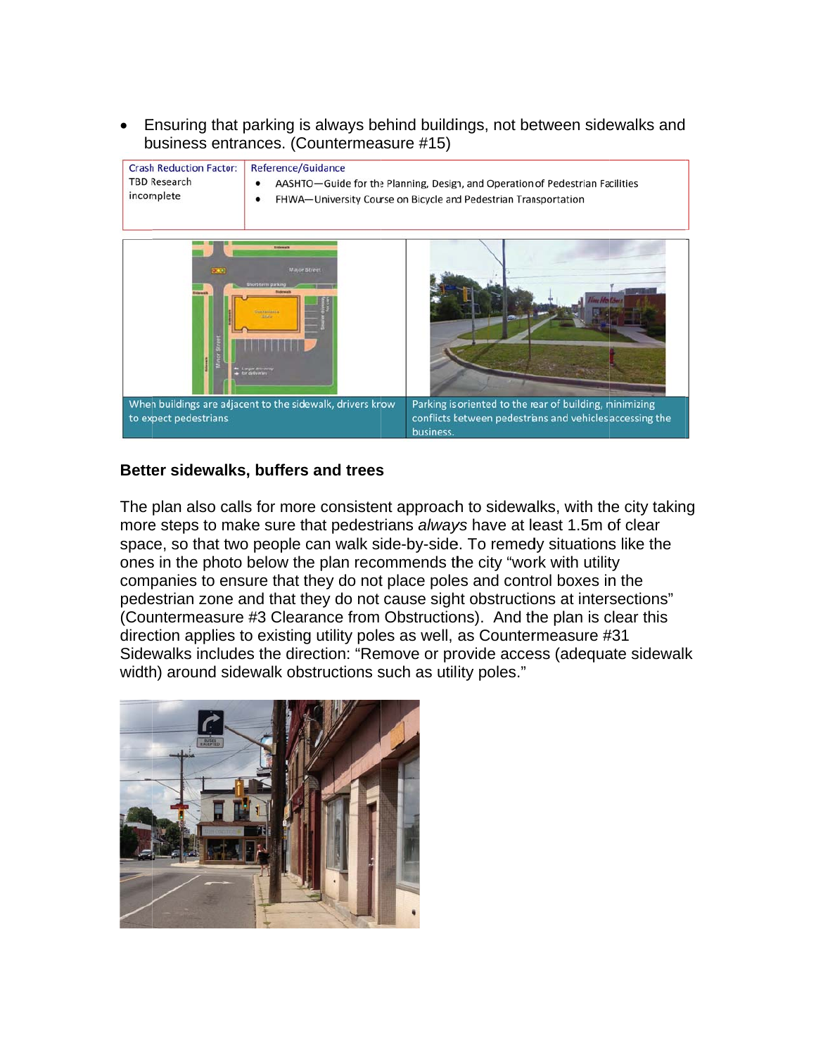- Ensuring that parking is always behind buildings, not between sidewalks and business entrances. (Countermeasure #15)

| Crash Reduction Factor: | Reference/Guidance |
| --- | --- |
| TBD Research incomplete | • AASHTO—Guide for the Planning, Design, and Operation of Pedestrian Facilities<br>• FHWA—University Course on Bicycle and Pedestrian Transportation |

When buildings are adjacent to the sidewalk, drivers know to expect pedestrians

Parking is oriented to the rear of building, minimizing conflicts between pedestrians and vehicles accessing the business.

### Better sidewalks, buffers and trees

The plan also calls for more consistent approach to sidewalks, with the city taking more steps to make sure that pedestrians *always* have at least 1.5m of clear space, so that two people can walk side-by-side. To remedy situations like the ones in the photo below the plan recommends the city "work with utility companies to ensure that they do not place poles and control boxes in the pedestrian zone and that they do not cause sight obstructions at intersections" (Countermeasure #3 Clearance from Obstructions). And the plan is clear this direction applies to existing utility poles as well, as Countermeasure #31 Sidewalks includes the direction: "Remove or provide access (adequate sidewalk width) around sidewalk obstructions such as utility poles."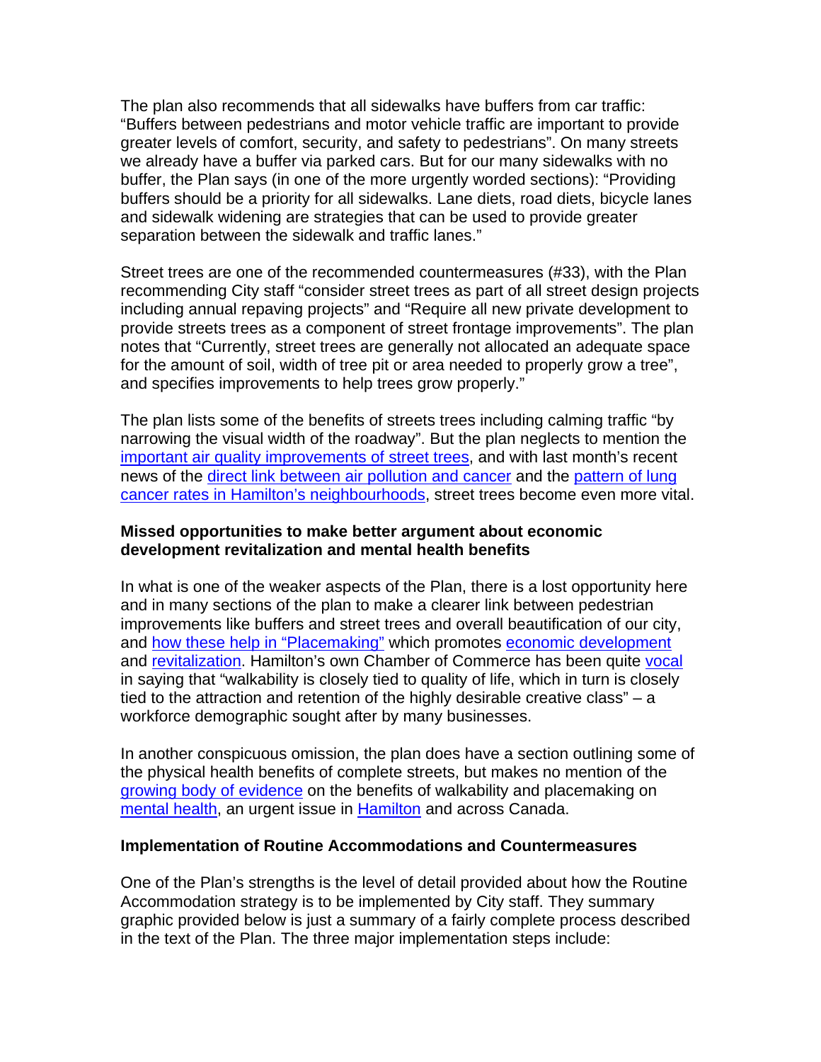The plan also recommends that all sidewalks have buffers from car traffic: "Buffers between pedestrians and motor vehicle traffic are important to provide greater levels of comfort, security, and safety to pedestrians". On many streets we already have a buffer via parked cars. But for our many sidewalks with no buffer, the Plan says (in one of the more urgently worded sections): "Providing buffers should be a priority for all sidewalks. Lane diets, road diets, bicycle lanes and sidewalk widening are strategies that can be used to provide greater separation between the sidewalk and traffic lanes."

Street trees are one of the recommended countermeasures (#33), with the Plan recommending City staff "consider street trees as part of all street design projects including annual repaving projects" and "Require all new private development to provide streets trees as a component of street frontage improvements". The plan notes that "Currently, street trees are generally not allocated an adequate space for the amount of soil, width of tree pit or area needed to properly grow a tree", and specifies improvements to help trees grow properly."

The plan lists some of the benefits of streets trees including calming traffic "by narrowing the visual width of the roadway". But the plan neglects to mention the important air quality improvements of street trees, and with last month's recent news of the direct link between air pollution and cancer and the pattern of lung cancer rates in Hamilton's neighbourhoods, street trees become even more vital.

**Missed opportunities to make better argument about economic development revitalization and mental health benefits**

In what is one of the weaker aspects of the Plan, there is a lost opportunity here and in many sections of the plan to make a clearer link between pedestrian improvements like buffers and street trees and overall beautification of our city, and how these help in "Placemaking" which promotes economic development and revitalization. Hamilton's own Chamber of Commerce has been quite vocal in saying that "walkability is closely tied to quality of life, which in turn is closely tied to the attraction and retention of the highly desirable creative class" – a workforce demographic sought after by many businesses.

In another conspicuous omission, the plan does have a section outlining some of the physical health benefits of complete streets, but makes no mention of the growing body of evidence on the benefits of walkability and placemaking on mental health, an urgent issue in Hamilton and across Canada.

**Implementation of Routine Accommodations and Countermeasures**

One of the Plan's strengths is the level of detail provided about how the Routine Accommodation strategy is to be implemented by City staff. They summary graphic provided below is just a summary of a fairly complete process described in the text of the Plan. The three major implementation steps include: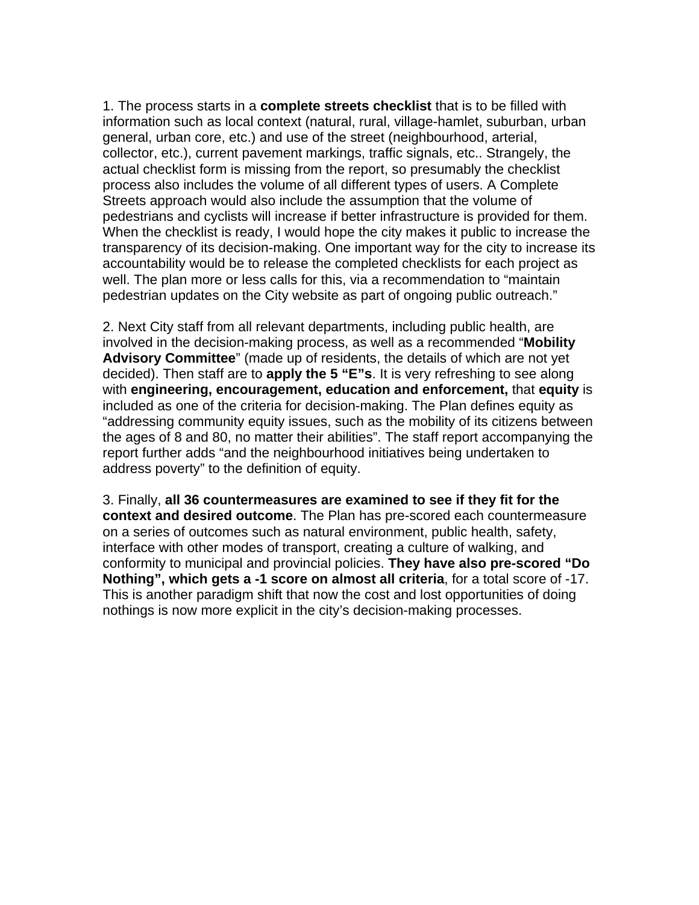1. The process starts in a **complete streets checklist** that is to be filled with information such as local context (natural, rural, village-hamlet, suburban, urban general, urban core, etc.) and use of the street (neighbourhood, arterial, collector, etc.), current pavement markings, traffic signals, etc.. Strangely, the actual checklist form is missing from the report, so presumably the checklist process also includes the volume of all different types of users. A Complete Streets approach would also include the assumption that the volume of pedestrians and cyclists will increase if better infrastructure is provided for them. When the checklist is ready, I would hope the city makes it public to increase the transparency of its decision-making. One important way for the city to increase its accountability would be to release the completed checklists for each project as well. The plan more or less calls for this, via a recommendation to "maintain pedestrian updates on the City website as part of ongoing public outreach."

2. Next City staff from all relevant departments, including public health, are involved in the decision-making process, as well as a recommended "**Mobility Advisory Committee**" (made up of residents, the details of which are not yet decided). Then staff are to **apply the 5 "E"s**. It is very refreshing to see along with **engineering, encouragement, education and enforcement,** that **equity** is included as one of the criteria for decision-making. The Plan defines equity as "addressing community equity issues, such as the mobility of its citizens between the ages of 8 and 80, no matter their abilities". The staff report accompanying the report further adds "and the neighbourhood initiatives being undertaken to address poverty" to the definition of equity.

3. Finally, **all 36 countermeasures are examined to see if they fit for the context and desired outcome**. The Plan has pre-scored each countermeasure on a series of outcomes such as natural environment, public health, safety, interface with other modes of transport, creating a culture of walking, and conformity to municipal and provincial policies. **They have also pre-scored "Do Nothing", which gets a -1 score on almost all criteria**, for a total score of -17. This is another paradigm shift that now the cost and lost opportunities of doing nothings is now more explicit in the city's decision-making processes.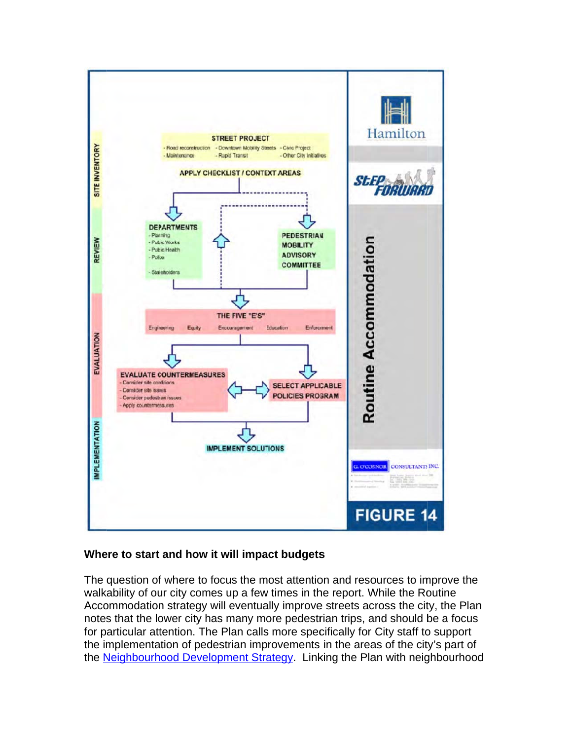SITE INVENTORY

REVIEW

EVALUATION

IMPLEMENTATION

STREET PROJECT
- Road reconstruction - Downtown Mobility Streets - Civic Project
- Maintenance - Rapid Transit - Other City Initiatives

APPLY CHECKLIST / CONTEXT AREAS

DEPARTMENTS
- Planning
- Public Works
- Public Health
- Police

- Stakeholders

PEDESTRIAN MOBILITY ADVISORY COMMITTEE

THE FIVE "E'S"
Engineering Equity Encouragement Education Enforcement

EVALUATE COUNTERMEASURES
- Consider site conditions
- Consider site issues
- Consider pedestrian issues
- Apply countermeasures

SELECT APPLICABLE POLICIES PROGRAM

IMPLEMENT SOLUTIONS

Hamilton

StEP FORWARD

Routine Accommodation

G. O'CONNOR CONSULTANTS INC.

FIGURE 14

### Where to start and how it will impact budgets

The question of where to focus the most attention and resources to improve the walkability of our city comes up a few times in the report. While the Routine Accommodation strategy will eventually improve streets across the city, the Plan notes that the lower city has many more pedestrian trips, and should be a focus for particular attention. The Plan calls more specifically for City staff to support the implementation of pedestrian improvements in the areas of the city's part of the Neighbourhood Development Strategy. Linking the Plan with neighbourhood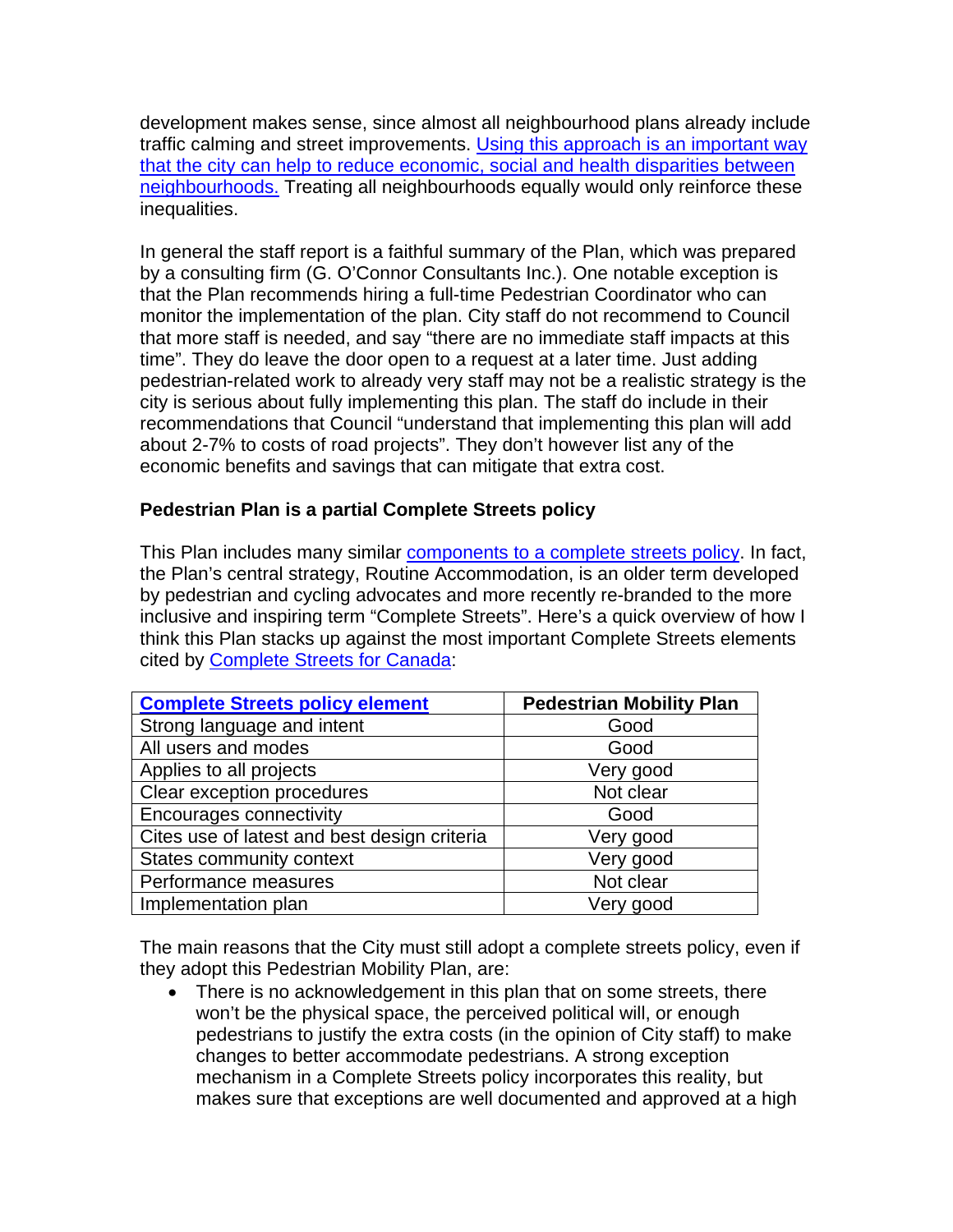development makes sense, since almost all neighbourhood plans already include traffic calming and street improvements. [Using this approach is an important way that the city can help to reduce economic, social and health disparities between neighbourhoods.] Treating all neighbourhoods equally would only reinforce these inequalities.

In general the staff report is a faithful summary of the Plan, which was prepared by a consulting firm (G. O'Connor Consultants Inc.). One notable exception is that the Plan recommends hiring a full-time Pedestrian Coordinator who can monitor the implementation of the plan. City staff do not recommend to Council that more staff is needed, and say "there are no immediate staff impacts at this time". They do leave the door open to a request at a later time. Just adding pedestrian-related work to already very staff may not be a realistic strategy is the city is serious about fully implementing this plan. The staff do include in their recommendations that Council "understand that implementing this plan will add about 2-7% to costs of road projects". They don't however list any of the economic benefits and savings that can mitigate that extra cost.

**Pedestrian Plan is a partial Complete Streets policy**

This Plan includes many similar [components to a complete streets policy]. In fact, the Plan's central strategy, Routine Accommodation, is an older term developed by pedestrian and cycling advocates and more recently re-branded to the more inclusive and inspiring term "Complete Streets". Here's a quick overview of how I think this Plan stacks up against the most important Complete Streets elements cited by [Complete Streets for Canada]:

| Complete Streets policy element | Pedestrian Mobility Plan |
|---|---|
| Strong language and intent | Good |
| All users and modes | Good |
| Applies to all projects | Very good |
| Clear exception procedures | Not clear |
| Encourages connectivity | Good |
| Cites use of latest and best design criteria | Very good |
| States community context | Very good |
| Performance measures | Not clear |
| Implementation plan | Very good |

The main reasons that the City must still adopt a complete streets policy, even if they adopt this Pedestrian Mobility Plan, are:

- There is no acknowledgement in this plan that on some streets, there won't be the physical space, the perceived political will, or enough pedestrians to justify the extra costs (in the opinion of City staff) to make changes to better accommodate pedestrians. A strong exception mechanism in a Complete Streets policy incorporates this reality, but makes sure that exceptions are well documented and approved at a high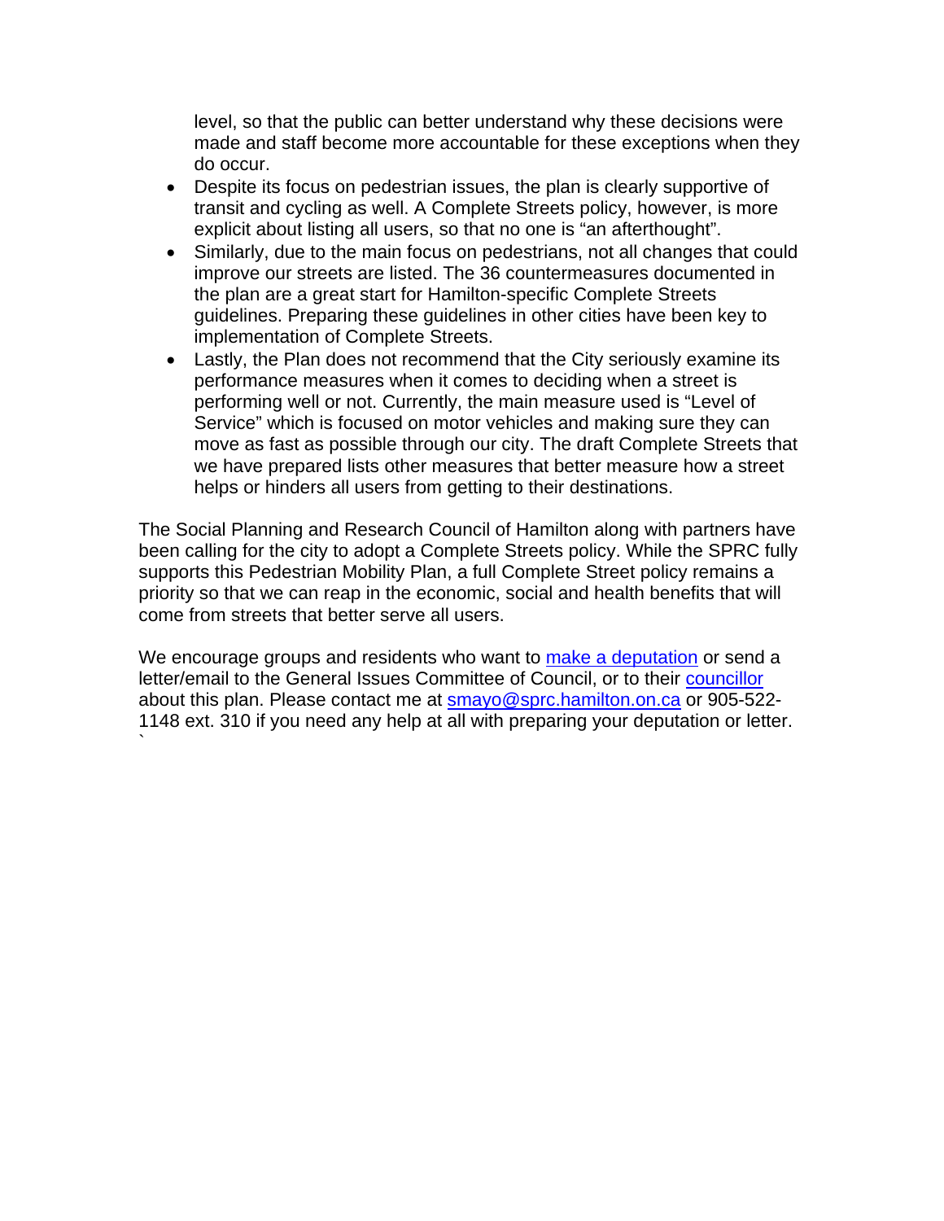level, so that the public can better understand why these decisions were made and staff become more accountable for these exceptions when they do occur.

- Despite its focus on pedestrian issues, the plan is clearly supportive of transit and cycling as well. A Complete Streets policy, however, is more explicit about listing all users, so that no one is "an afterthought".
- Similarly, due to the main focus on pedestrians, not all changes that could improve our streets are listed. The 36 countermeasures documented in the plan are a great start for Hamilton-specific Complete Streets guidelines. Preparing these guidelines in other cities have been key to implementation of Complete Streets.
- Lastly, the Plan does not recommend that the City seriously examine its performance measures when it comes to deciding when a street is performing well or not. Currently, the main measure used is "Level of Service" which is focused on motor vehicles and making sure they can move as fast as possible through our city. The draft Complete Streets that we have prepared lists other measures that better measure how a street helps or hinders all users from getting to their destinations.

The Social Planning and Research Council of Hamilton along with partners have been calling for the city to adopt a Complete Streets policy. While the SPRC fully supports this Pedestrian Mobility Plan, a full Complete Street policy remains a priority so that we can reap in the economic, social and health benefits that will come from streets that better serve all users.

We encourage groups and residents who want to make a deputation or send a letter/email to the General Issues Committee of Council, or to their councillor about this plan. Please contact me at smayo@sprc.hamilton.on.ca or 905-522-1148 ext. 310 if you need any help at all with preparing your deputation or letter.
`